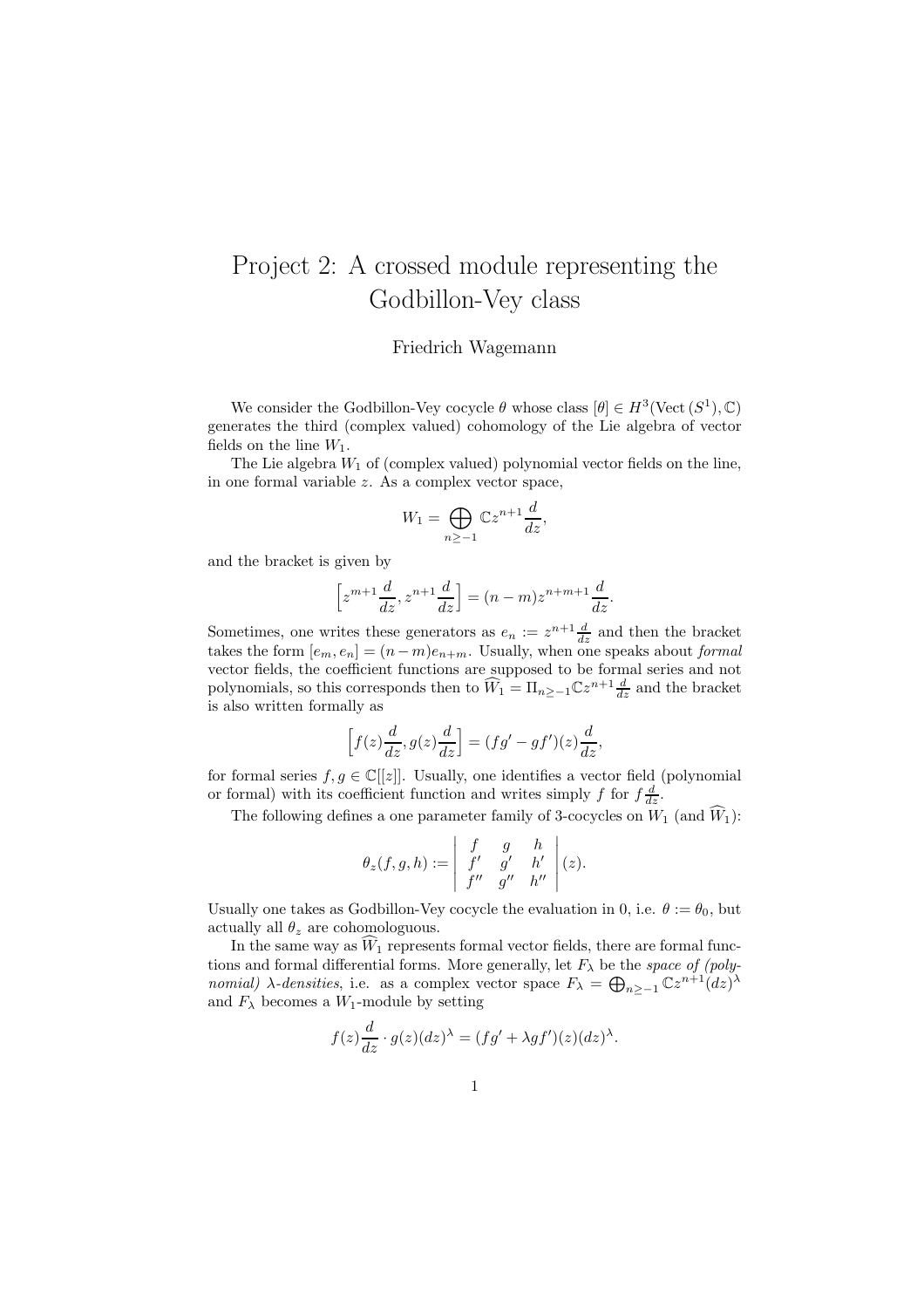# Project 2: A crossed module representing the Godbillon-Vey class

Friedrich Wagemann

We consider the Godbillon-Vey cocycle $\theta$ whose class $[\theta] \in H^3(\mathrm{Vect}\,(S^1), \mathbb{C})$ generates the third (complex valued) cohomology of the Lie algebra of vector fields on the line $W_1$.

The Lie algebra $W_1$ of (complex valued) polynomial vector fields on the line, in one formal variable $z$. As a complex vector space,

$$W_1 = \bigoplus_{n \geq -1} \mathbb{C} z^{n+1} \frac{d}{dz},$$

and the bracket is given by

$$\left[z^{m+1}\frac{d}{dz}, z^{n+1}\frac{d}{dz}\right] = (n-m) z^{n+m+1}\frac{d}{dz}.$$

Sometimes, one writes these generators as $e_n := z^{n+1}\frac{d}{dz}$ and then the bracket takes the form $[e_m, e_n] = (n-m)e_{n+m}$. Usually, when one speaks about *formal* vector fields, the coefficient functions are supposed to be formal series and not polynomials, so this corresponds then to $\widehat{W}_1 = \Pi_{n \geq -1} \mathbb{C} z^{n+1}\frac{d}{dz}$ and the bracket is also written formally as

$$\left[f(z)\frac{d}{dz}, g(z)\frac{d}{dz}\right] = (fg' - gf')(z)\frac{d}{dz},$$

for formal series $f, g \in \mathbb{C}[[z]]$. Usually, one identifies a vector field (polynomial or formal) with its coefficient function and writes simply $f$ for $f\frac{d}{dz}$.

The following defines a one parameter family of 3-cocycles on $W_1$ (and $\widehat{W}_1$):

$$\theta_z(f, g, h) := \begin{vmatrix} f & g & h \\ f' & g' & h' \\ f'' & g'' & h'' \end{vmatrix}(z).$$

Usually one takes as Godbillon-Vey cocycle the evaluation in 0, i.e. $\theta := \theta_0$, but actually all $\theta_z$ are cohomologuous.

In the same way as $\widehat{W}_1$ represents formal vector fields, there are formal functions and formal differential forms. More generally, let $F_\lambda$ be the *space of (polynomial) $\lambda$-densities*, i.e. as a complex vector space $F_\lambda = \bigoplus_{n \geq -1} \mathbb{C} z^{n+1}(dz)^\lambda$ and $F_\lambda$ becomes a $W_1$-module by setting

$$f(z)\frac{d}{dz} \cdot g(z)(dz)^\lambda = (fg' + \lambda g f')(z)(dz)^\lambda.$$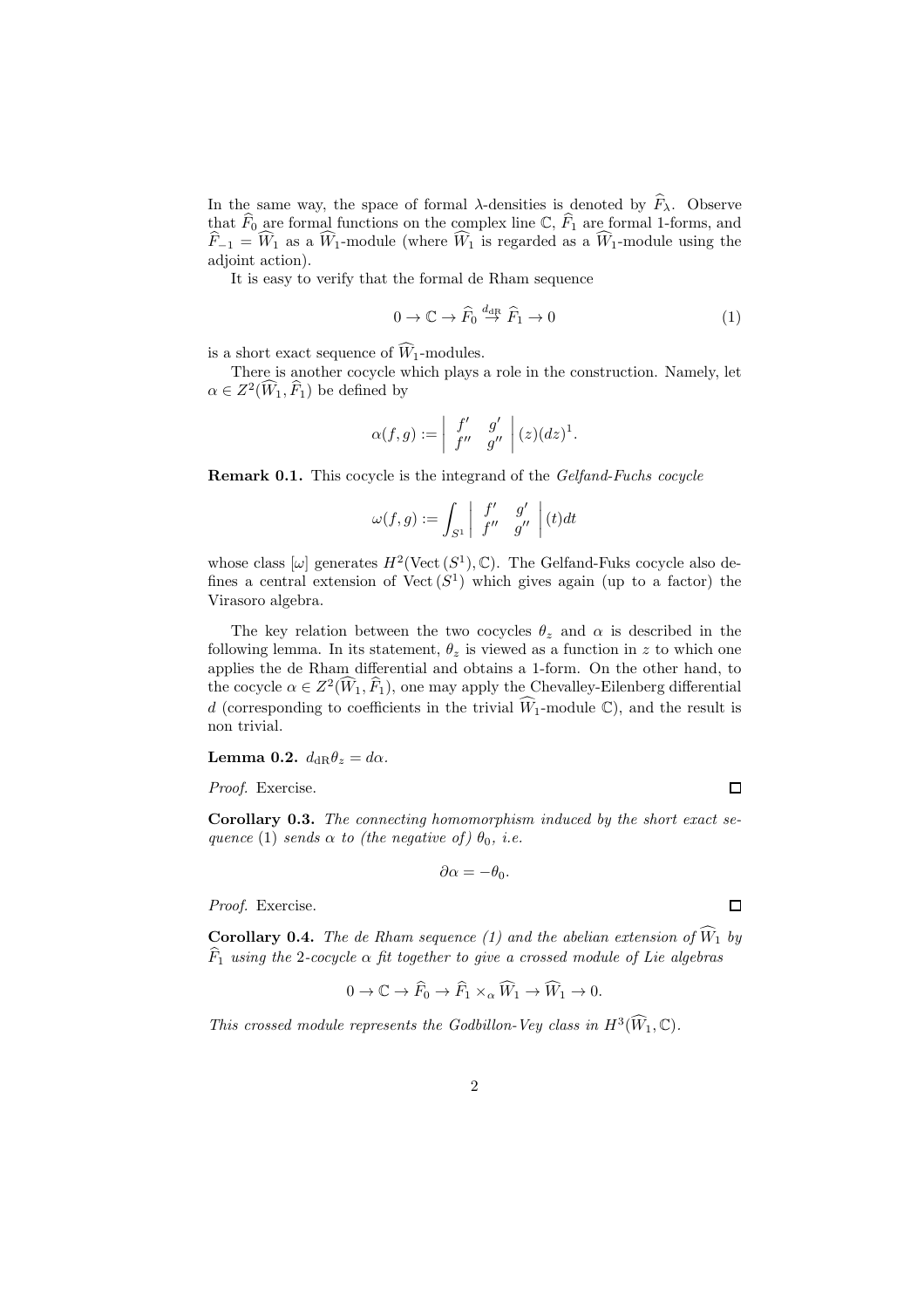In the same way, the space of formal $\lambda$-densities is denoted by $\widehat{F}_\lambda$. Observe that $\widehat{F}_0$ are formal functions on the complex line $\mathbb{C}$, $\widehat{F}_1$ are formal 1-forms, and $\widehat{F}_{-1} = \widehat{W}_1$ as a $\widehat{W}_1$-module (where $\widehat{W}_1$ is regarded as a $\widehat{W}_1$-module using the adjoint action).

It is easy to verify that the formal de Rham sequence

$$0 \to \mathbb{C} \to \widehat{F}_0 \overset{d_{\rm dR}}{\to} \widehat{F}_1 \to 0 \tag{1}$$

is a short exact sequence of $\widehat{W}_1$-modules.

There is another cocycle which plays a role in the construction. Namely, let $\alpha \in Z^2(\widehat{W}_1, \widehat{F}_1)$ be defined by

$$\alpha(f,g) := \left| \begin{array}{cc} f' & g' \\ f'' & g'' \end{array} \right| (z)(dz)^1.$$

**Remark 0.1.** This cocycle is the integrand of the *Gelfand-Fuchs cocycle*

$$\omega(f,g) := \int_{S^1} \left| \begin{array}{cc} f' & g' \\ f'' & g'' \end{array} \right| (t)dt$$

whose class $[\omega]$ generates $H^2(\mathrm{Vect}\,(S^1), \mathbb{C})$. The Gelfand-Fuks cocycle also defines a central extension of $\mathrm{Vect}\,(S^1)$ which gives again (up to a factor) the Virasoro algebra.

The key relation between the two cocycles $\theta_z$ and $\alpha$ is described in the following lemma. In its statement, $\theta_z$ is viewed as a function in $z$ to which one applies the de Rham differential and obtains a 1-form. On the other hand, to the cocycle $\alpha \in Z^2(\widehat{W}_1, \widehat{F}_1)$, one may apply the Chevalley-Eilenberg differential $d$ (corresponding to coefficients in the trivial $\widehat{W}_1$-module $\mathbb{C}$), and the result is non trivial.

**Lemma 0.2.** *$d_{\rm dR}\theta_z = d\alpha$.*

*Proof.* Exercise. □

**Corollary 0.3.** *The connecting homomorphism induced by the short exact sequence* (1) *sends $\alpha$ to (the negative of) $\theta_0$, i.e.*

$$\partial\alpha = -\theta_0.$$

*Proof.* Exercise. □

**Corollary 0.4.** *The de Rham sequence (1) and the abelian extension of $\widehat{W}_1$ by $\widehat{F}_1$ using the 2-cocycle $\alpha$ fit together to give a crossed module of Lie algebras*

$$0 \to \mathbb{C} \to \widehat{F}_0 \to \widehat{F}_1 \times_\alpha \widehat{W}_1 \to \widehat{W}_1 \to 0.$$

*This crossed module represents the Godbillon-Vey class in $H^3(\widehat{W}_1, \mathbb{C})$.*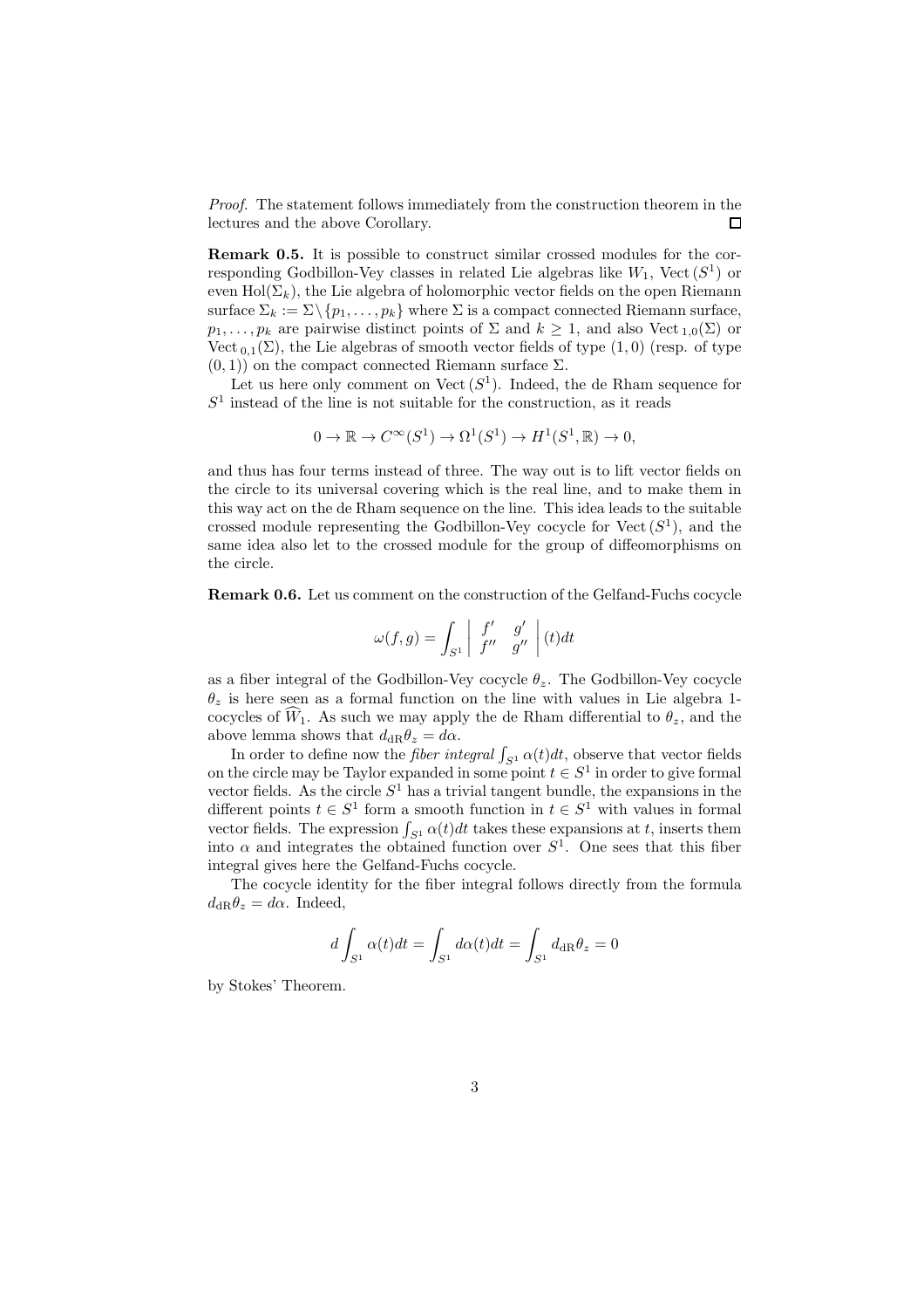*Proof.* The statement follows immediately from the construction theorem in the lectures and the above Corollary. □

**Remark 0.5.** It is possible to construct similar crossed modules for the corresponding Godbillon-Vey classes in related Lie algebras like $W_1$, $\mathrm{Vect}\,(S^1)$ or even $\mathrm{Hol}(\Sigma_k)$, the Lie algebra of holomorphic vector fields on the open Riemann surface $\Sigma_k := \Sigma \backslash \{p_1, \ldots, p_k\}$ where $\Sigma$ is a compact connected Riemann surface, $p_1, \ldots, p_k$ are pairwise distinct points of $\Sigma$ and $k \geq 1$, and also $\mathrm{Vect}_{\,1,0}(\Sigma)$ or $\mathrm{Vect}_{\,0,1}(\Sigma)$, the Lie algebras of smooth vector fields of type $(1,0)$ (resp. of type $(0,1)$) on the compact connected Riemann surface $\Sigma$.

Let us here only comment on $\mathrm{Vect}\,(S^1)$. Indeed, the de Rham sequence for $S^1$ instead of the line is not suitable for the construction, as it reads

$$0 \to \mathbb{R} \to C^\infty(S^1) \to \Omega^1(S^1) \to H^1(S^1, \mathbb{R}) \to 0,$$

and thus has four terms instead of three. The way out is to lift vector fields on the circle to its universal covering which is the real line, and to make them in this way act on the de Rham sequence on the line. This idea leads to the suitable crossed module representing the Godbillon-Vey cocycle for $\mathrm{Vect}\,(S^1)$, and the same idea also let to the crossed module for the group of diffeomorphisms on the circle.

**Remark 0.6.** Let us comment on the construction of the Gelfand-Fuchs cocycle

$$\omega(f,g) = \int_{S^1} \left| \begin{array}{cc} f' & g' \\ f'' & g'' \end{array} \right| (t)dt$$

as a fiber integral of the Godbillon-Vey cocycle $\theta_z$. The Godbillon-Vey cocycle $\theta_z$ is here seen as a formal function on the line with values in Lie algebra 1-cocycles of $\widehat{W}_1$. As such we may apply the de Rham differential to $\theta_z$, and the above lemma shows that $d_{\mathrm{dR}}\theta_z = d\alpha$.

In order to define now the *fiber integral* $\int_{S^1} \alpha(t)dt$, observe that vector fields on the circle may be Taylor expanded in some point $t \in S^1$ in order to give formal vector fields. As the circle $S^1$ has a trivial tangent bundle, the expansions in the different points $t \in S^1$ form a smooth function in $t \in S^1$ with values in formal vector fields. The expression $\int_{S^1} \alpha(t)dt$ takes these expansions at $t$, inserts them into $\alpha$ and integrates the obtained function over $S^1$. One sees that this fiber integral gives here the Gelfand-Fuchs cocycle.

The cocycle identity for the fiber integral follows directly from the formula $d_{\mathrm{dR}}\theta_z = d\alpha$. Indeed,

$$d \int_{S^1} \alpha(t)dt = \int_{S^1} d\alpha(t)dt = \int_{S^1} d_{\mathrm{dR}}\theta_z = 0$$

by Stokes' Theorem.